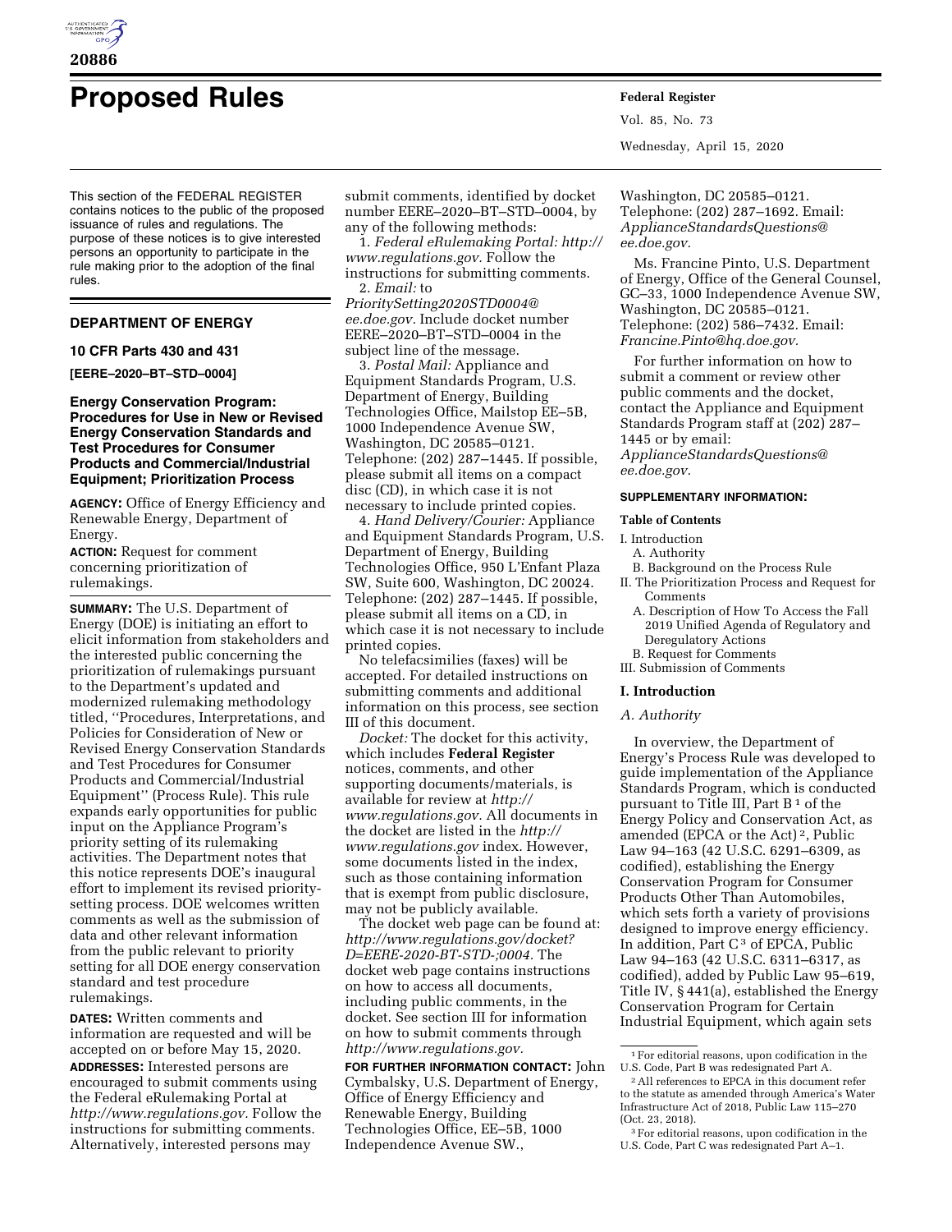# Proposed Rules

This section of the FEDERAL REGISTER contains notices to the public of the proposed issuance of rules and regulations. The purpose of these notices is to give interested persons an opportunity to participate in the rule making prior to the adoption of the final rules.

## DEPARTMENT OF ENERGY

### 10 CFR Parts 430 and 431

**[EERE–2020–BT–STD–0004]**

### Energy Conservation Program: Procedures for Use in New or Revised Energy Conservation Standards and Test Procedures for Consumer Products and Commercial/Industrial Equipment; Prioritization Process

**AGENCY:** Office of Energy Efficiency and Renewable Energy, Department of Energy.

**ACTION:** Request for comment concerning prioritization of rulemakings.

**SUMMARY:** The U.S. Department of Energy (DOE) is initiating an effort to elicit information from stakeholders and the interested public concerning the prioritization of rulemakings pursuant to the Department's updated and modernized rulemaking methodology titled, ''Procedures, Interpretations, and Policies for Consideration of New or Revised Energy Conservation Standards and Test Procedures for Consumer Products and Commercial/Industrial Equipment'' (Process Rule). This rule expands early opportunities for public input on the Appliance Program's priority setting of its rulemaking activities. The Department notes that this notice represents DOE's inaugural effort to implement its revised priority-setting process. DOE welcomes written comments as well as the submission of data and other relevant information from the public relevant to priority setting for all DOE energy conservation standard and test procedure rulemakings.

**DATES:** Written comments and information are requested and will be accepted on or before May 15, 2020.

**ADDRESSES:** Interested persons are encouraged to submit comments using the Federal eRulemaking Portal at *http://www.regulations.gov.* Follow the instructions for submitting comments. Alternatively, interested persons may submit comments, identified by docket number EERE–2020–BT–STD–0004, by any of the following methods:

1. *Federal eRulemaking Portal: http://www.regulations.gov.* Follow the instructions for submitting comments.
2. *Email:* to *PrioritySetting2020STD0004@ee.doe.gov.* Include docket number EERE–2020–BT–STD–0004 in the subject line of the message.
3. *Postal Mail:* Appliance and Equipment Standards Program, U.S. Department of Energy, Building Technologies Office, Mailstop EE–5B, 1000 Independence Avenue SW, Washington, DC 20585–0121. Telephone: (202) 287–1445. If possible, please submit all items on a compact disc (CD), in which case it is not necessary to include printed copies.
4. *Hand Delivery/Courier:* Appliance and Equipment Standards Program, U.S. Department of Energy, Building Technologies Office, 950 L'Enfant Plaza SW, Suite 600, Washington, DC 20024. Telephone: (202) 287–1445. If possible, please submit all items on a CD, in which case it is not necessary to include printed copies.

No telefacsimilies (faxes) will be accepted. For detailed instructions on submitting comments and additional information on this process, see section III of this document.

*Docket:* The docket for this activity, which includes **Federal Register** notices, comments, and other supporting documents/materials, is available for review at *http://www.regulations.gov.* All documents in the docket are listed in the *http://www.regulations.gov* index. However, some documents listed in the index, such as those containing information that is exempt from public disclosure, may not be publicly available.

The docket web page can be found at: *http://www.regulations.gov/docket?D=EERE-2020-BT-STD-;0004.* The docket web page contains instructions on how to access all documents, including public comments, in the docket. See section III for information on how to submit comments through *http://www.regulations.gov.*

**FOR FURTHER INFORMATION CONTACT:** John Cymbalsky, U.S. Department of Energy, Office of Energy Efficiency and Renewable Energy, Building Technologies Office, EE–5B, 1000 Independence Avenue SW., Washington, DC 20585–0121. Telephone: (202) 287–1692. Email: *ApplianceStandardsQuestions@ee.doe.gov.*

Ms. Francine Pinto, U.S. Department of Energy, Office of the General Counsel, GC–33, 1000 Independence Avenue SW, Washington, DC 20585–0121. Telephone: (202) 586–7432. Email: *Francine.Pinto@hq.doe.gov.*

For further information on how to submit a comment or review other public comments and the docket, contact the Appliance and Equipment Standards Program staff at (202) 287–1445 or by email: *ApplianceStandardsQuestions@ee.doe.gov.*

**SUPPLEMENTARY INFORMATION:**

**Table of Contents**

- I. Introduction
  - A. Authority
  - B. Background on the Process Rule
- II. The Prioritization Process and Request for Comments
  - A. Description of How To Access the Fall 2019 Unified Agenda of Regulatory and Deregulatory Actions
  - B. Request for Comments
- III. Submission of Comments

## I. Introduction

### *A. Authority*

In overview, the Department of Energy's Process Rule was developed to guide implementation of the Appliance Standards Program, which is conducted pursuant to Title III, Part B [1] of the Energy Policy and Conservation Act, as amended (EPCA or the Act) [2], Public Law 94–163 (42 U.S.C. 6291–6309, as codified), establishing the Energy Conservation Program for Consumer Products Other Than Automobiles, which sets forth a variety of provisions designed to improve energy efficiency. In addition, Part C [3] of EPCA, Public Law 94–163 (42 U.S.C. 6311–6317, as codified), added by Public Law 95–619, Title IV, § 441(a), established the Energy Conservation Program for Certain Industrial Equipment, which again sets

[1] For editorial reasons, upon codification in the U.S. Code, Part B was redesignated Part A.

[2] All references to EPCA in this document refer to the statute as amended through America's Water Infrastructure Act of 2018, Public Law 115–270 (Oct. 23, 2018).

[3] For editorial reasons, upon codification in the U.S. Code, Part C was redesignated Part A–1.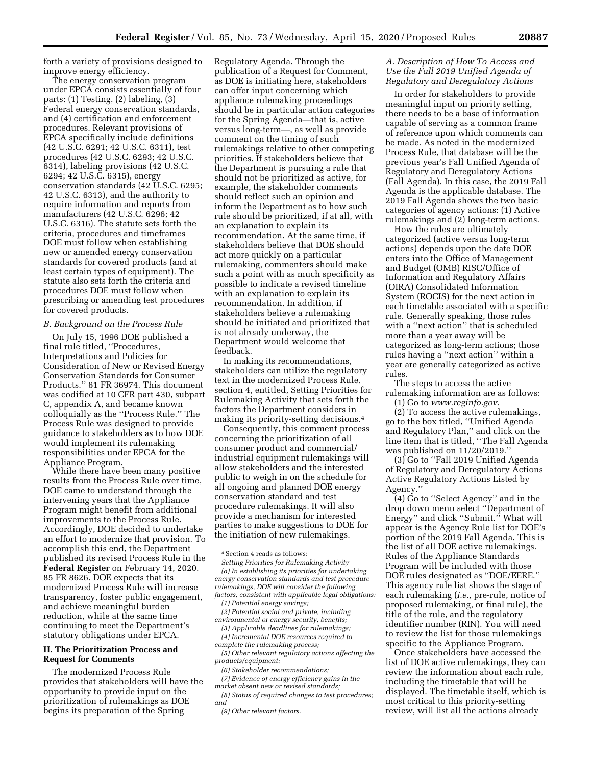forth a variety of provisions designed to improve energy efficiency.

The energy conservation program under EPCA consists essentially of four parts: (1) Testing, (2) labeling, (3) Federal energy conservation standards, and (4) certification and enforcement procedures. Relevant provisions of EPCA specifically include definitions (42 U.S.C. 6291; 42 U.S.C. 6311), test procedures (42 U.S.C. 6293; 42 U.S.C. 6314), labeling provisions (42 U.S.C. 6294; 42 U.S.C. 6315), energy conservation standards (42 U.S.C. 6295; 42 U.S.C. 6313), and the authority to require information and reports from manufacturers (42 U.S.C. 6296; 42 U.S.C. 6316). The statute sets forth the criteria, procedures and timeframes DOE must follow when establishing new or amended energy conservation standards for covered products (and at least certain types of equipment). The statute also sets forth the criteria and procedures DOE must follow when prescribing or amending test procedures for covered products.

### *B. Background on the Process Rule*

On July 15, 1996 DOE published a final rule titled, ''Procedures, Interpretations and Policies for Consideration of New or Revised Energy Conservation Standards for Consumer Products.'' 61 FR 36974. This document was codified at 10 CFR part 430, subpart C, appendix A, and became known colloquially as the ''Process Rule.'' The Process Rule was designed to provide guidance to stakeholders as to how DOE would implement its rulemaking responsibilities under EPCA for the Appliance Program.

While there have been many positive results from the Process Rule over time, DOE came to understand through the intervening years that the Appliance Program might benefit from additional improvements to the Process Rule. Accordingly, DOE decided to undertake an effort to modernize that provision. To accomplish this end, the Department published its revised Process Rule in the **Federal Register** on February 14, 2020. 85 FR 8626. DOE expects that its modernized Process Rule will increase transparency, foster public engagement, and achieve meaningful burden reduction, while at the same time continuing to meet the Department's statutory obligations under EPCA.

## II. The Prioritization Process and Request for Comments

The modernized Process Rule provides that stakeholders will have the opportunity to provide input on the prioritization of rulemakings as DOE begins its preparation of the Spring Regulatory Agenda. Through the publication of a Request for Comment, as DOE is initiating here, stakeholders can offer input concerning which appliance rulemaking proceedings should be in particular action categories for the Spring Agenda—that is, active versus long-term—, as well as provide comment on the timing of such rulemakings relative to other competing priorities. If stakeholders believe that the Department is pursuing a rule that should not be prioritized as active, for example, the stakeholder comments should reflect such an opinion and inform the Department as to how such rule should be prioritized, if at all, with an explanation to explain its recommendation. At the same time, if stakeholders believe that DOE should act more quickly on a particular rulemaking, commenters should make such a point with as much specificity as possible to indicate a revised timeline with an explanation to explain its recommendation. In addition, if stakeholders believe a rulemaking should be initiated and prioritized that is not already underway, the Department would welcome that feedback.

In making its recommendations, stakeholders can utilize the regulatory text in the modernized Process Rule, section 4, entitled, Setting Priorities for Rulemaking Activity that sets forth the factors the Department considers in making its priority-setting decisions.[4]

Consequently, this comment process concerning the prioritization of all consumer product and commercial/industrial equipment rulemakings will allow stakeholders and the interested public to weigh in on the schedule for all ongoing and planned DOE energy conservation standard and test procedure rulemakings. It will also provide a mechanism for interested parties to make suggestions to DOE for the initiation of new rulemakings.

### *A. Description of How To Access and Use the Fall 2019 Unified Agenda of Regulatory and Deregulatory Actions*

In order for stakeholders to provide meaningful input on priority setting, there needs to be a base of information capable of serving as a common frame of reference upon which comments can be made. As noted in the modernized Process Rule, that database will be the previous year's Fall Unified Agenda of Regulatory and Deregulatory Actions (Fall Agenda). In this case, the 2019 Fall Agenda is the applicable database. The 2019 Fall Agenda shows the two basic categories of agency actions: (1) Active rulemakings and (2) long-term actions.

How the rules are ultimately categorized (active versus long-term actions) depends upon the date DOE enters into the Office of Management and Budget (OMB) RISC/Office of Information and Regulatory Affairs (OIRA) Consolidated Information System (ROCIS) for the next action in each timetable associated with a specific rule. Generally speaking, those rules with a ''next action'' that is scheduled more than a year away will be categorized as long-term actions; those rules having a ''next action'' within a year are generally categorized as active rules.

The steps to access the active rulemaking information are as follows:

(1) Go to *www.reginfo.gov.*

(2) To access the active rulemakings, go to the box titled, ''Unified Agenda and Regulatory Plan,'' and click on the line item that is titled, ''The Fall Agenda was published on 11/20/2019.''

(3) Go to ''Fall 2019 Unified Agenda of Regulatory and Deregulatory Actions Active Regulatory Actions Listed by Agency.''

(4) Go to ''Select Agency'' and in the drop down menu select ''Department of Energy'' and click ''Submit.'' What will appear is the Agency Rule list for DOE's portion of the 2019 Fall Agenda. This is the list of all DOE active rulemakings. Rules of the Appliance Standards Program will be included with those DOE rules designated as ''DOE/EERE.'' This agency rule list shows the stage of each rulemaking (*i.e.,* pre-rule, notice of proposed rulemaking, or final rule), the title of the rule, and the regulatory identifier number (RIN). You will need to review the list for those rulemakings specific to the Appliance Program.

Once stakeholders have accessed the list of DOE active rulemakings, they can review the information about each rule, including the timetable that will be displayed. The timetable itself, which is most critical to this priority-setting review, will list all the actions already

---

[4] Section 4 reads as follows:

*Setting Priorities for Rulemaking Activity*

*(a) In establishing its priorities for undertaking energy conservation standards and test procedure rulemakings, DOE will consider the following factors, consistent with applicable legal obligations:*

*(1) Potential energy savings;*

*(2) Potential social and private, including environmental or energy security, benefits;*

*(3) Applicable deadlines for rulemakings;*

*(4) Incremental DOE resources required to complete the rulemaking process;*

*(5) Other relevant regulatory actions affecting the products/equipment;*

*(6) Stakeholder recommendations;*

*(7) Evidence of energy efficiency gains in the market absent new or revised standards;*

*(8) Status of required changes to test procedures; and*

*(9) Other relevant factors.*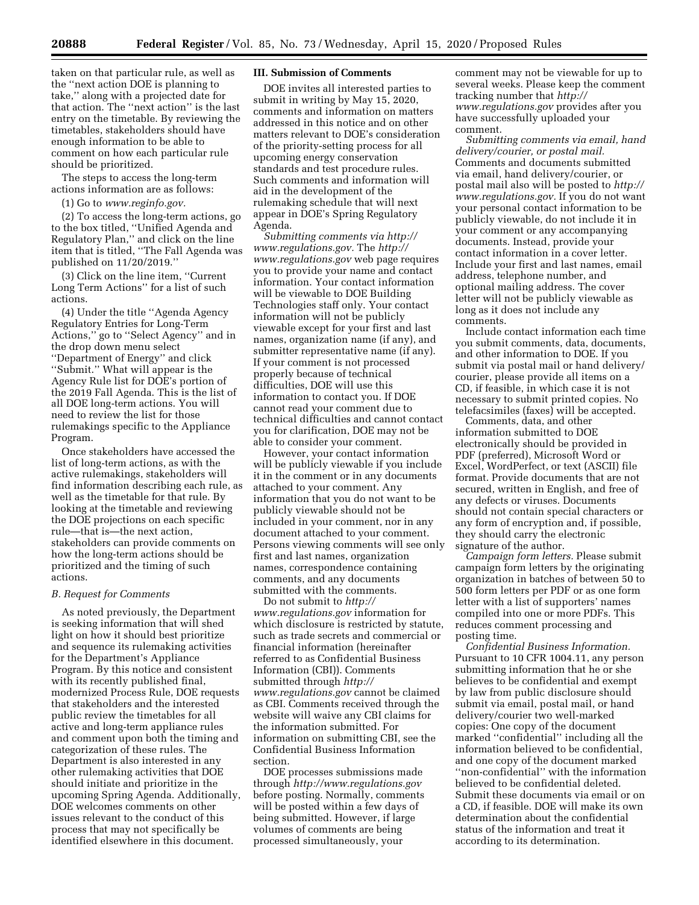taken on that particular rule, as well as the ''next action DOE is planning to take,'' along with a projected date for that action. The ''next action'' is the last entry on the timetable. By reviewing the timetables, stakeholders should have enough information to be able to comment on how each particular rule should be prioritized.

The steps to access the long-term actions information are as follows:

(1) Go to *www.reginfo.gov.*

(2) To access the long-term actions, go to the box titled, ''Unified Agenda and Regulatory Plan,'' and click on the line item that is titled, ''The Fall Agenda was published on 11/20/2019.''

(3) Click on the line item, ''Current Long Term Actions'' for a list of such actions.

(4) Under the title ''Agenda Agency Regulatory Entries for Long-Term Actions,'' go to ''Select Agency'' and in the drop down menu select ''Department of Energy'' and click ''Submit.'' What will appear is the Agency Rule list for DOE's portion of the 2019 Fall Agenda. This is the list of all DOE long-term actions. You will need to review the list for those rulemakings specific to the Appliance Program.

Once stakeholders have accessed the list of long-term actions, as with the active rulemakings, stakeholders will find information describing each rule, as well as the timetable for that rule. By looking at the timetable and reviewing the DOE projections on each specific rule—that is—the next action, stakeholders can provide comments on how the long-term actions should be prioritized and the timing of such actions.

### *B. Request for Comments*

As noted previously, the Department is seeking information that will shed light on how it should best prioritize and sequence its rulemaking activities for the Department's Appliance Program. By this notice and consistent with its recently published final, modernized Process Rule, DOE requests that stakeholders and the interested public review the timetables for all active and long-term appliance rules and comment upon both the timing and categorization of these rules. The Department is also interested in any other rulemaking activities that DOE should initiate and prioritize in the upcoming Spring Agenda. Additionally, DOE welcomes comments on other issues relevant to the conduct of this process that may not specifically be identified elsewhere in this document.

## III. Submission of Comments

DOE invites all interested parties to submit in writing by May 15, 2020, comments and information on matters addressed in this notice and on other matters relevant to DOE's consideration of the priority-setting process for all upcoming energy conservation standards and test procedure rules. Such comments and information will aid in the development of the rulemaking schedule that will next appear in DOE's Spring Regulatory Agenda.

*Submitting comments via http://www.regulations.gov.* The *http://www.regulations.gov* web page requires you to provide your name and contact information. Your contact information will be viewable to DOE Building Technologies staff only. Your contact information will not be publicly viewable except for your first and last names, organization name (if any), and submitter representative name (if any). If your comment is not processed properly because of technical difficulties, DOE will use this information to contact you. If DOE cannot read your comment due to technical difficulties and cannot contact you for clarification, DOE may not be able to consider your comment.

However, your contact information will be publicly viewable if you include it in the comment or in any documents attached to your comment. Any information that you do not want to be publicly viewable should not be included in your comment, nor in any document attached to your comment. Persons viewing comments will see only first and last names, organization names, correspondence containing comments, and any documents submitted with the comments.

Do not submit to *http://www.regulations.gov* information for which disclosure is restricted by statute, such as trade secrets and commercial or financial information (hereinafter referred to as Confidential Business Information (CBI)). Comments submitted through *http://www.regulations.gov* cannot be claimed as CBI. Comments received through the website will waive any CBI claims for the information submitted. For information on submitting CBI, see the Confidential Business Information section.

DOE processes submissions made through *http://www.regulations.gov* before posting. Normally, comments will be posted within a few days of being submitted. However, if large volumes of comments are being processed simultaneously, your comment may not be viewable for up to several weeks. Please keep the comment tracking number that *http://www.regulations.gov* provides after you have successfully uploaded your comment.

*Submitting comments via email, hand delivery/courier, or postal mail.* Comments and documents submitted via email, hand delivery/courier, or postal mail also will be posted to *http://www.regulations.gov.* If you do not want your personal contact information to be publicly viewable, do not include it in your comment or any accompanying documents. Instead, provide your contact information in a cover letter. Include your first and last names, email address, telephone number, and optional mailing address. The cover letter will not be publicly viewable as long as it does not include any comments.

Include contact information each time you submit comments, data, documents, and other information to DOE. If you submit via postal mail or hand delivery/courier, please provide all items on a CD, if feasible, in which case it is not necessary to submit printed copies. No telefacsimiles (faxes) will be accepted.

Comments, data, and other information submitted to DOE electronically should be provided in PDF (preferred), Microsoft Word or Excel, WordPerfect, or text (ASCII) file format. Provide documents that are not secured, written in English, and free of any defects or viruses. Documents should not contain special characters or any form of encryption and, if possible, they should carry the electronic signature of the author.

*Campaign form letters.* Please submit campaign form letters by the originating organization in batches of between 50 to 500 form letters per PDF or as one form letter with a list of supporters' names compiled into one or more PDFs. This reduces comment processing and posting time.

*Confidential Business Information.* Pursuant to 10 CFR 1004.11, any person submitting information that he or she believes to be confidential and exempt by law from public disclosure should submit via email, postal mail, or hand delivery/courier two well-marked copies: One copy of the document marked ''confidential'' including all the information believed to be confidential, and one copy of the document marked ''non-confidential'' with the information believed to be confidential deleted. Submit these documents via email or on a CD, if feasible. DOE will make its own determination about the confidential status of the information and treat it according to its determination.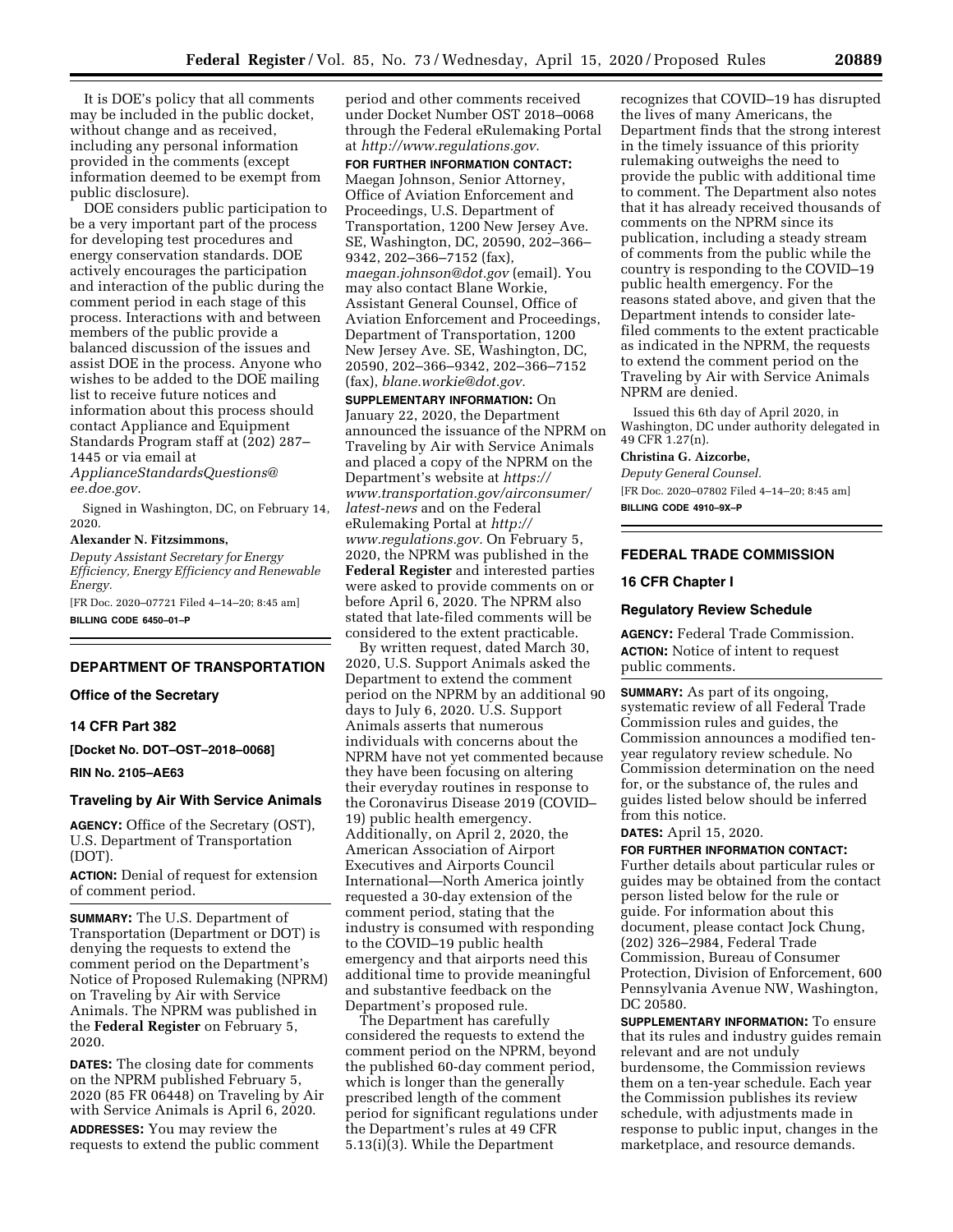It is DOE's policy that all comments may be included in the public docket, without change and as received, including any personal information provided in the comments (except information deemed to be exempt from public disclosure).

DOE considers public participation to be a very important part of the process for developing test procedures and energy conservation standards. DOE actively encourages the participation and interaction of the public during the comment period in each stage of this process. Interactions with and between members of the public provide a balanced discussion of the issues and assist DOE in the process. Anyone who wishes to be added to the DOE mailing list to receive future notices and information about this process should contact Appliance and Equipment Standards Program staff at (202) 287–1445 or via email at *ApplianceStandardsQuestions@ee.doe.gov.*

Signed in Washington, DC, on February 14, 2020.

**Alexander N. Fitzsimmons,**

*Deputy Assistant Secretary for Energy Efficiency, Energy Efficiency and Renewable Energy.*

[FR Doc. 2020–07721 Filed 4–14–20; 8:45 am]

**BILLING CODE 6450–01–P**

## DEPARTMENT OF TRANSPORTATION

### Office of the Secretary

### 14 CFR Part 382

**[Docket No. DOT–OST–2018–0068]**

**RIN No. 2105–AE63**

### Traveling by Air With Service Animals

**AGENCY:** Office of the Secretary (OST), U.S. Department of Transportation (DOT).

**ACTION:** Denial of request for extension of comment period.

**SUMMARY:** The U.S. Department of Transportation (Department or DOT) is denying the requests to extend the comment period on the Department's Notice of Proposed Rulemaking (NPRM) on Traveling by Air with Service Animals. The NPRM was published in the **Federal Register** on February 5, 2020.

**DATES:** The closing date for comments on the NPRM published February 5, 2020 (85 FR 06448) on Traveling by Air with Service Animals is April 6, 2020.

**ADDRESSES:** You may review the requests to extend the public comment period and other comments received under Docket Number OST 2018–0068 through the Federal eRulemaking Portal at *http://www.regulations.gov.*

**FOR FURTHER INFORMATION CONTACT:** Maegan Johnson, Senior Attorney, Office of Aviation Enforcement and Proceedings, U.S. Department of Transportation, 1200 New Jersey Ave. SE, Washington, DC, 20590, 202–366–9342, 202–366–7152 (fax), *maegan.johnson@dot.gov* (email). You may also contact Blane Workie, Assistant General Counsel, Office of Aviation Enforcement and Proceedings, Department of Transportation, 1200 New Jersey Ave. SE, Washington, DC, 20590, 202–366–9342, 202–366–7152 (fax), *blane.workie@dot.gov.*

**SUPPLEMENTARY INFORMATION:** On January 22, 2020, the Department announced the issuance of the NPRM on Traveling by Air with Service Animals and placed a copy of the NPRM on the Department's website at *https://www.transportation.gov/airconsumer/latest-news* and on the Federal eRulemaking Portal at *http://www.regulations.gov.* On February 5, 2020, the NPRM was published in the **Federal Register** and interested parties were asked to provide comments on or before April 6, 2020. The NPRM also stated that late-filed comments will be considered to the extent practicable.

By written request, dated March 30, 2020, U.S. Support Animals asked the Department to extend the comment period on the NPRM by an additional 90 days to July 6, 2020. U.S. Support Animals asserts that numerous individuals with concerns about the NPRM have not yet commented because they have been focusing on altering their everyday routines in response to the Coronavirus Disease 2019 (COVID–19) public health emergency. Additionally, on April 2, 2020, the American Association of Airport Executives and Airports Council International—North America jointly requested a 30-day extension of the comment period, stating that the industry is consumed with responding to the COVID–19 public health emergency and that airports need this additional time to provide meaningful and substantive feedback on the Department's proposed rule.

The Department has carefully considered the requests to extend the comment period on the NPRM, beyond the published 60-day comment period, which is longer than the generally prescribed length of the comment period for significant regulations under the Department's rules at 49 CFR 5.13(i)(3). While the Department recognizes that COVID–19 has disrupted the lives of many Americans, the Department finds that the strong interest in the timely issuance of this priority rulemaking outweighs the need to provide the public with additional time to comment. The Department also notes that it has already received thousands of comments on the NPRM since its publication, including a steady stream of comments from the public while the country is responding to the COVID–19 public health emergency. For the reasons stated above, and given that the Department intends to consider late-filed comments to the extent practicable as indicated in the NPRM, the requests to extend the comment period on the Traveling by Air with Service Animals NPRM are denied.

Issued this 6th day of April 2020, in Washington, DC under authority delegated in 49 CFR 1.27(n).

**Christina G. Aizcorbe,**

*Deputy General Counsel.*

[FR Doc. 2020–07802 Filed 4–14–20; 8:45 am]

**BILLING CODE 4910–9X–P**

## FEDERAL TRADE COMMISSION

### 16 CFR Chapter I

### Regulatory Review Schedule

**AGENCY:** Federal Trade Commission.

**ACTION:** Notice of intent to request public comments.

**SUMMARY:** As part of its ongoing, systematic review of all Federal Trade Commission rules and guides, the Commission announces a modified ten-year regulatory review schedule. No Commission determination on the need for, or the substance of, the rules and guides listed below should be inferred from this notice.

**DATES:** April 15, 2020.

**FOR FURTHER INFORMATION CONTACT:** Further details about particular rules or guides may be obtained from the contact person listed below for the rule or guide. For information about this document, please contact Jock Chung, (202) 326–2984, Federal Trade Commission, Bureau of Consumer Protection, Division of Enforcement, 600 Pennsylvania Avenue NW, Washington, DC 20580.

**SUPPLEMENTARY INFORMATION:** To ensure that its rules and industry guides remain relevant and are not unduly burdensome, the Commission reviews them on a ten-year schedule. Each year the Commission publishes its review schedule, with adjustments made in response to public input, changes in the marketplace, and resource demands.